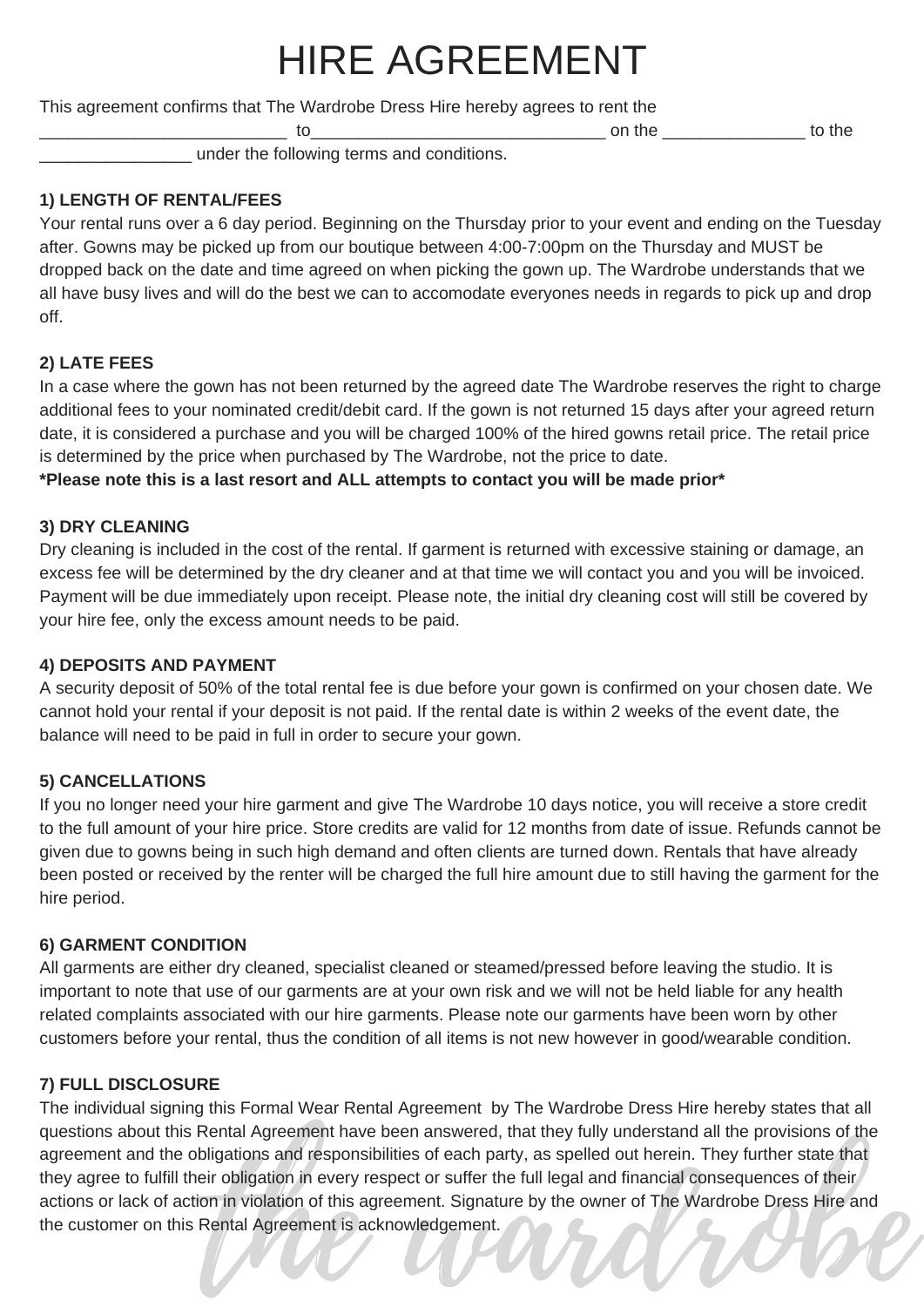# HIRE AGREEMENT

This agreement confirms that The Wardrobe Dress Hire hereby agrees to rent the ___________________________ to_________________________________ on the _______________ to the ________________ under the following terms and conditions.

**1) LENGTH OF RENTAL/FEES**

Your rental runs over a 6 day period. Beginning on the Thursday prior to your event and ending on the Tuesday after. Gowns may be picked up from our boutique between 4:00-7:00pm on the Thursday and MUST be dropped back on the date and time agreed on when picking the gown up. The Wardrobe understands that we all have busy lives and will do the best we can to accomodate everyones needs in regards to pick up and drop off.

**2) LATE FEES**

In a case where the gown has not been returned by the agreed date The Wardrobe reserves the right to charge additional fees to your nominated credit/debit card. If the gown is not returned 15 days after your agreed return date, it is considered a purchase and you will be charged 100% of the hired gowns retail price. The retail price is determined by the price when purchased by The Wardrobe, not the price to date.

***Please note this is a last resort and ALL attempts to contact you will be made prior***

**3) DRY CLEANING**

Dry cleaning is included in the cost of the rental. If garment is returned with excessive staining or damage, an excess fee will be determined by the dry cleaner and at that time we will contact you and you will be invoiced. Payment will be due immediately upon receipt. Please note, the initial dry cleaning cost will still be covered by your hire fee, only the excess amount needs to be paid.

**4) DEPOSITS AND PAYMENT**

A security deposit of 50% of the total rental fee is due before your gown is confirmed on your chosen date. We cannot hold your rental if your deposit is not paid. If the rental date is within 2 weeks of the event date, the balance will need to be paid in full in order to secure your gown.

**5) CANCELLATIONS**

If you no longer need your hire garment and give The Wardrobe 10 days notice, you will receive a store credit to the full amount of your hire price. Store credits are valid for 12 months from date of issue. Refunds cannot be given due to gowns being in such high demand and often clients are turned down. Rentals that have already been posted or received by the renter will be charged the full hire amount due to still having the garment for the hire period.

**6) GARMENT CONDITION**

All garments are either dry cleaned, specialist cleaned or steamed/pressed before leaving the studio. It is important to note that use of our garments are at your own risk and we will not be held liable for any health related complaints associated with our hire garments. Please note our garments have been worn by other customers before your rental, thus the condition of all items is not new however in good/wearable condition.

**7) FULL DISCLOSURE**

The individual signing this Formal Wear Rental Agreement by The Wardrobe Dress Hire hereby states that all questions about this Rental Agreement have been answered, that they fully understand all the provisions of the agreement and the obligations and responsibilities of each party, as spelled out herein. They further state that they agree to fulfill their obligation in every respect or suffer the full legal and financial consequences of their actions or lack of action in violation of this agreement. Signature by the owner of The Wardrobe Dress Hire and the customer on this Rental Agreement is acknowledgement.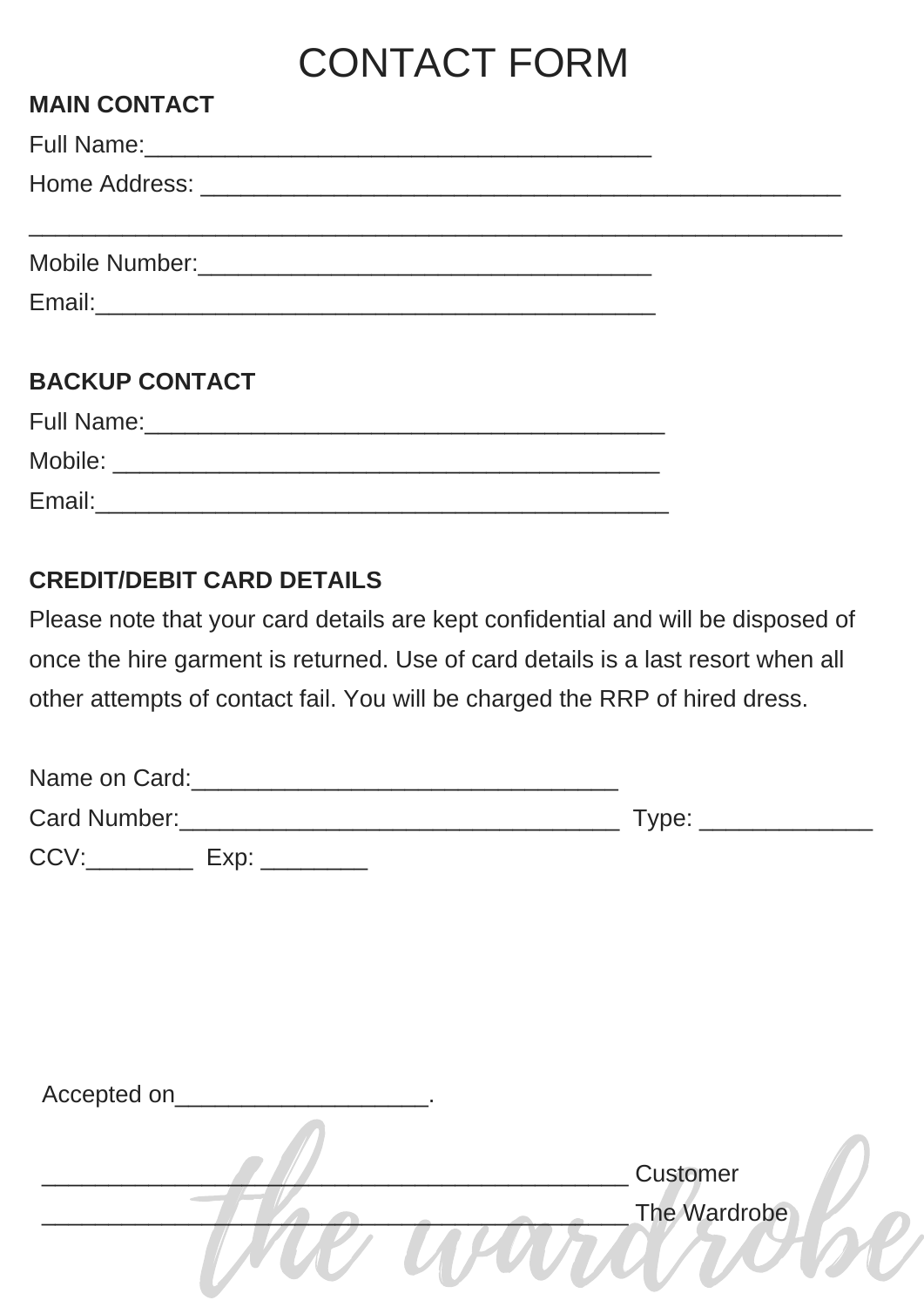# CONTACT FORM

**MAIN CONTACT**

Full Name:________________________________________

Home Address: ____________________________________________________

__________________________________________________________________

Mobile Number:____________________________________

Email:____________________________________________

**BACKUP CONTACT**

Full Name:_________________________________________

Mobile: ___________________________________________

Email:______________________________________________

**CREDIT/DEBIT CARD DETAILS**

Please note that your card details are kept confidential and will be disposed of once the hire garment is returned. Use of card details is a last resort when all other attempts of contact fail. You will be charged the RRP of hired dress.

Name on Card:_________________________________

Card Number:___________________________________ Type: _____________

CCV:________ Exp: ________

Accepted on___________________.

_____________________________________________ Customer

_____________________________________________ The Wardrobe

the wardrobe